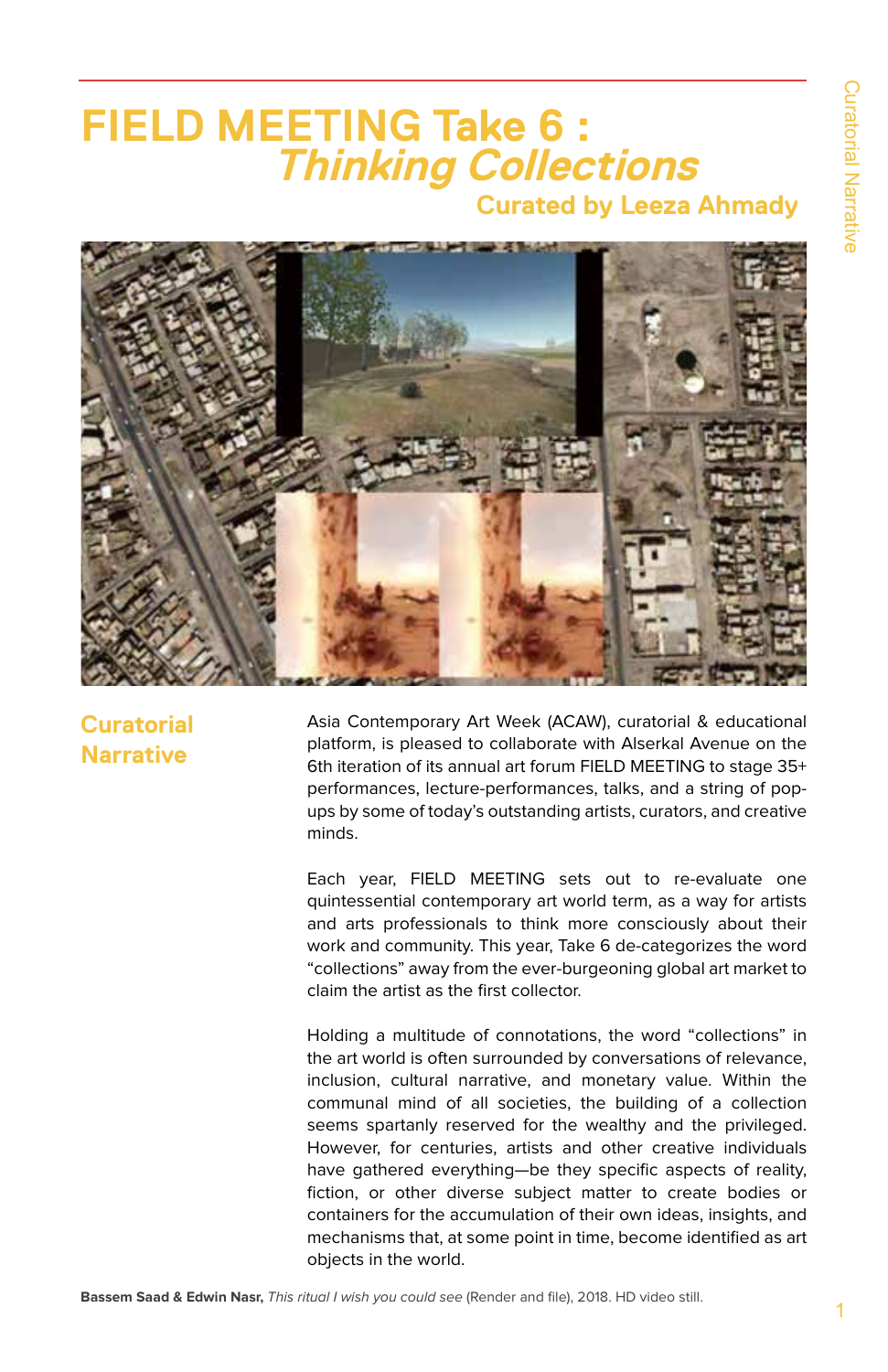# FIELD MEETING Take 6 : *Thinking Collections*

## Curated by Leeza Ahmady

## Curatorial Narrative

Asia Contemporary Art Week (ACAW), curatorial & educational platform, is pleased to collaborate with Alserkal Avenue on the 6th iteration of its annual art forum FIELD MEETING to stage 35+ performances, lecture-performances, talks, and a string of pop-ups by some of today's outstanding artists, curators, and creative minds.

Each year, FIELD MEETING sets out to re-evaluate one quintessential contemporary art world term, as a way for artists and arts professionals to think more consciously about their work and community. This year, Take 6 de-categorizes the word "collections" away from the ever-burgeoning global art market to claim the artist as the first collector.

Holding a multitude of connotations, the word "collections" in the art world is often surrounded by conversations of relevance, inclusion, cultural narrative, and monetary value. Within the communal mind of all societies, the building of a collection seems spartanly reserved for the wealthy and the privileged. However, for centuries, artists and other creative individuals have gathered everything—be they specific aspects of reality, fiction, or other diverse subject matter to create bodies or containers for the accumulation of their own ideas, insights, and mechanisms that, at some point in time, become identified as art objects in the world.

**Bassem Saad & Edwin Nasr,** *This ritual I wish you could see* (Render and file), 2018. HD video still.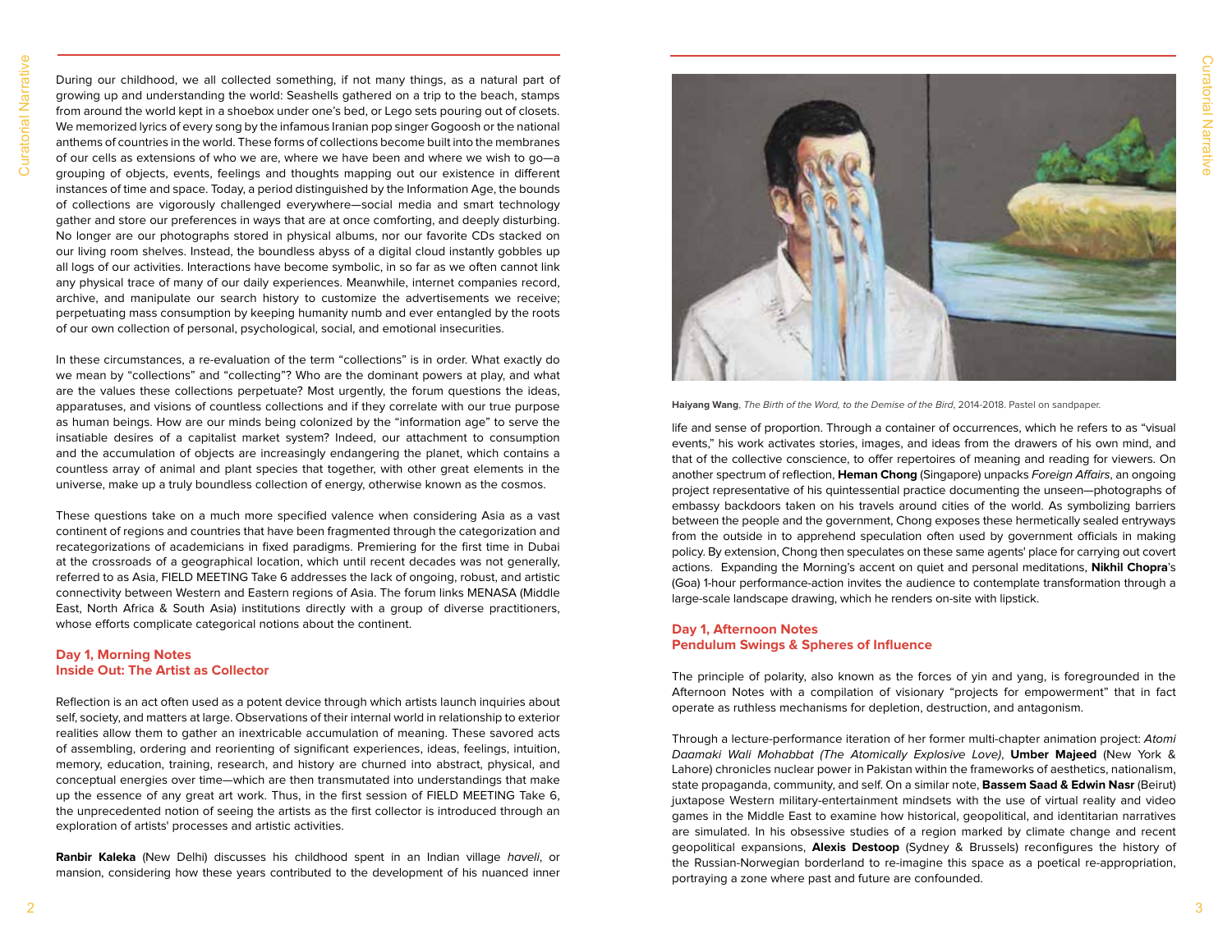During our childhood, we all collected something, if not many things, as a natural part of growing up and understanding the world: Seashells gathered on a trip to the beach, stamps from around the world kept in a shoebox under one's bed, or Lego sets pouring out of closets. We memorized lyrics of every song by the infamous Iranian pop singer Gogoosh or the national anthems of countries in the world. These forms of collections become built into the membranes of our cells as extensions of who we are, where we have been and where we wish to go—a grouping of objects, events, feelings and thoughts mapping out our existence in different instances of time and space. Today, a period distinguished by the Information Age, the bounds of collections are vigorously challenged everywhere—social media and smart technology gather and store our preferences in ways that are at once comforting, and deeply disturbing. No longer are our photographs stored in physical albums, nor our favorite CDs stacked on our living room shelves. Instead, the boundless abyss of a digital cloud instantly gobbles up all logs of our activities. Interactions have become symbolic, in so far as we often cannot link any physical trace of many of our daily experiences. Meanwhile, internet companies record, archive, and manipulate our search history to customize the advertisements we receive; perpetuating mass consumption by keeping humanity numb and ever entangled by the roots of our own collection of personal, psychological, social, and emotional insecurities.

In these circumstances, a re-evaluation of the term "collections" is in order. What exactly do we mean by "collections" and "collecting"? Who are the dominant powers at play, and what are the values these collections perpetuate? Most urgently, the forum questions the ideas, apparatuses, and visions of countless collections and if they correlate with our true purpose as human beings. How are our minds being colonized by the "information age" to serve the insatiable desires of a capitalist market system? Indeed, our attachment to consumption and the accumulation of objects are increasingly endangering the planet, which contains a countless array of animal and plant species that together, with other great elements in the universe, make up a truly boundless collection of energy, otherwise known as the cosmos.

These questions take on a much more specified valence when considering Asia as a vast continent of regions and countries that have been fragmented through the categorization and recategorizations of academicians in fixed paradigms. Premiering for the first time in Dubai at the crossroads of a geographical location, which until recent decades was not generally, referred to as Asia, FIELD MEETING Take 6 addresses the lack of ongoing, robust, and artistic connectivity between Western and Eastern regions of Asia. The forum links MENASA (Middle East, North Africa & South Asia) institutions directly with a group of diverse practitioners, whose efforts complicate categorical notions about the continent.

## Day 1, Morning Notes
## Inside Out: The Artist as Collector

Reflection is an act often used as a potent device through which artists launch inquiries about self, society, and matters at large. Observations of their internal world in relationship to exterior realities allow them to gather an inextricable accumulation of meaning. These savored acts of assembling, ordering and reorienting of significant experiences, ideas, feelings, intuition, memory, education, training, research, and history are churned into abstract, physical, and conceptual energies over time—which are then transmutated into understandings that make up the essence of any great art work. Thus, in the first session of FIELD MEETING Take 6, the unprecedented notion of seeing the artists as the first collector is introduced through an exploration of artists' processes and artistic activities.

**Ranbir Kaleka** (New Delhi) discusses his childhood spent in an Indian village *haveli*, or mansion, considering how these years contributed to the development of his nuanced inner life and sense of proportion. Through a container of occurrences, which he refers to as "visual events," his work activates stories, images, and ideas from the drawers of his own mind, and that of the collective conscience, to offer repertoires of meaning and reading for viewers. On another spectrum of reflection, **Heman Chong** (Singapore) unpacks *Foreign Affairs*, an ongoing project representative of his quintessential practice documenting the unseen—photographs of embassy backdoors taken on his travels around cities of the world. As symbolizing barriers between the people and the government, Chong exposes these hermetically sealed entryways from the outside in to apprehend speculation often used by government officials in making policy. By extension, Chong then speculates on these same agents' place for carrying out covert actions. Expanding the Morning's accent on quiet and personal meditations, **Nikhil Chopra**'s (Goa) 1-hour performance-action invites the audience to contemplate transformation through a large-scale landscape drawing, which he renders on-site with lipstick.

**Haiyang Wang**, *The Birth of the Word, to the Demise of the Bird*, 2014-2018. Pastel on sandpaper.

## Day 1, Afternoon Notes
## Pendulum Swings & Spheres of Influence

The principle of polarity, also known as the forces of yin and yang, is foregrounded in the Afternoon Notes with a compilation of visionary "projects for empowerment" that in fact operate as ruthless mechanisms for depletion, destruction, and antagonism.

Through a lecture-performance iteration of her former multi-chapter animation project: *Atomi Daamaki Wali Mohabbat (The Atomically Explosive Love)*, **Umber Majeed** (New York & Lahore) chronicles nuclear power in Pakistan within the frameworks of aesthetics, nationalism, state propaganda, community, and self. On a similar note, **Bassem Saad & Edwin Nasr** (Beirut) juxtapose Western military-entertainment mindsets with the use of virtual reality and video games in the Middle East to examine how historical, geopolitical, and identitarian narratives are simulated. In his obsessive studies of a region marked by climate change and recent geopolitical expansions, **Alexis Destoop** (Sydney & Brussels) reconfigures the history of the Russian-Norwegian borderland to re-imagine this space as a poetical re-appropriation, portraying a zone where past and future are confounded.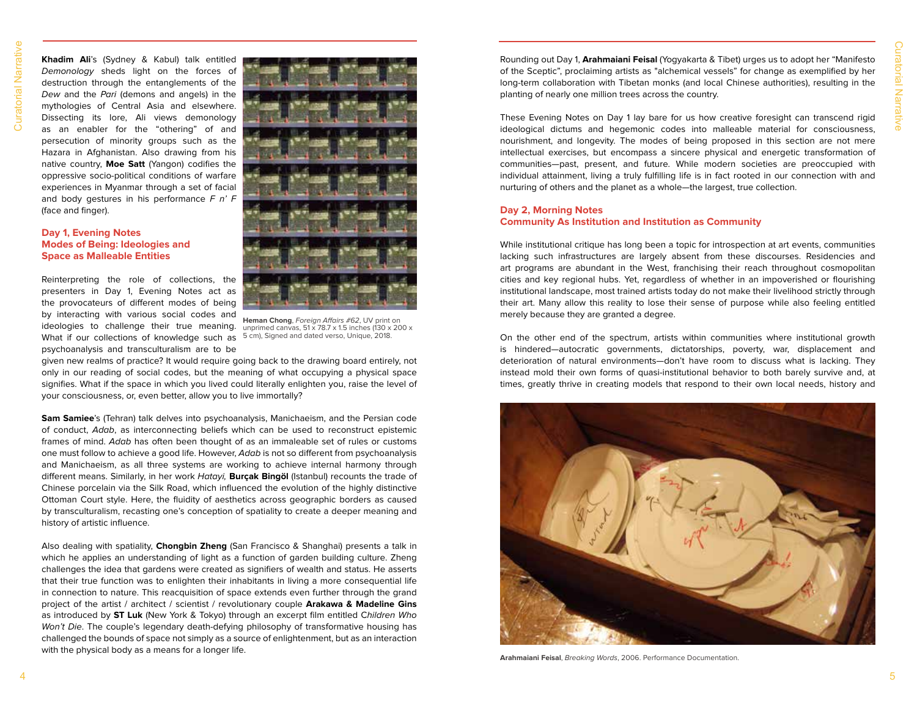**Khadim Ali**'s (Sydney & Kabul) talk entitled *Demonology* sheds light on the forces of destruction through the entanglements of the *Dew* and the *Pari* (demons and angels) in the mythologies of Central Asia and elsewhere. Dissecting its lore, Ali views demonology as an enabler for the "othering" of and persecution of minority groups such as the Hazara in Afghanistan. Also drawing from his native country, **Moe Satt** (Yangon) codifies the oppressive socio-political conditions of warfare experiences in Myanmar through a set of facial and body gestures in his performance *F n' F* (face and finger).

## Day 1, Evening Notes
## Modes of Being: Ideologies and Space as Malleable Entities

Reinterpreting the role of collections, the presenters in Day 1, Evening Notes act as the provocateurs of different modes of being by interacting with various social codes and ideologies to challenge their true meaning. What if our collections of knowledge such as psychoanalysis and transculturalism are to be given new realms of practice? It would require going back to the drawing board entirely, not only in our reading of social codes, but the meaning of what occupying a physical space signifies. What if the space in which you lived could literally enlighten you, raise the level of your consciousness, or, even better, allow you to live immortally?

**Heman Chong**, *Foreign Affairs #62*, UV print on unprimed canvas, 51 x 78.7 x 1.5 inches (130 x 200 x 5 cm), Signed and dated verso, Unique, 2018.

**Sam Samiee**'s (Tehran) talk delves into psychoanalysis, Manichaeism, and the Persian code of conduct, *Adab*, as interconnecting beliefs which can be used to reconstruct epistemic frames of mind. *Adab* has often been thought of as an immaleable set of rules or customs one must follow to achieve a good life. However, *Adab* is not so different from psychoanalysis and Manichaeism, as all three systems are working to achieve internal harmony through different means. Similarly, in her work *Hatayi,* **Burçak Bingöl** (Istanbul) recounts the trade of Chinese porcelain via the Silk Road, which influenced the evolution of the highly distinctive Ottoman Court style. Here, the fluidity of aesthetics across geographic borders as caused by transculturalism, recasting one's conception of spatiality to create a deeper meaning and history of artistic influence.

Also dealing with spatiality, **Chongbin Zheng** (San Francisco & Shanghai) presents a talk in which he applies an understanding of light as a function of garden building culture. Zheng challenges the idea that gardens were created as signifiers of wealth and status. He asserts that their true function was to enlighten their inhabitants in living a more consequential life in connection to nature. This reacquisition of space extends even further through the grand project of the artist / architect / scientist / revolutionary couple **Arakawa & Madeline Gins** as introduced by **ST Luk** (New York & Tokyo) through an excerpt film entitled *Children Who Won't Die*. The couple's legendary death-defying philosophy of transformative housing has challenged the bounds of space not simply as a source of enlightenment, but as an interaction with the physical body as a means for a longer life.

Rounding out Day 1, **Arahmaiani Feisal** (Yogyakarta & Tibet) urges us to adopt her "Manifesto of the Sceptic", proclaiming artists as "alchemical vessels" for change as exemplified by her long-term collaboration with Tibetan monks (and local Chinese authorities), resulting in the planting of nearly one million trees across the country.

These Evening Notes on Day 1 lay bare for us how creative foresight can transcend rigid ideological dictums and hegemonic codes into malleable material for consciousness, nourishment, and longevity. The modes of being proposed in this section are not mere intellectual exercises, but encompass a sincere physical and energetic transformation of communities—past, present, and future. While modern societies are preoccupied with individual attainment, living a truly fulfilling life is in fact rooted in our connection with and nurturing of others and the planet as a whole—the largest, true collection.

## Day 2, Morning Notes
## Community As Institution and Institution as Community

While institutional critique has long been a topic for introspection at art events, communities lacking such infrastructures are largely absent from these discourses. Residencies and art programs are abundant in the West, franchising their reach throughout cosmopolitan cities and key regional hubs. Yet, regardless of whether in an impoverished or flourishing institutional landscape, most trained artists today do not make their livelihood strictly through their art. Many allow this reality to lose their sense of purpose while also feeling entitled merely because they are granted a degree.

On the other end of the spectrum, artists within communities where institutional growth is hindered—autocratic governments, dictatorships, poverty, war, displacement and deterioration of natural environments—don't have room to discuss what is lacking. They instead mold their own forms of quasi-institutional behavior to both barely survive and, at times, greatly thrive in creating models that respond to their own local needs, history and

**Arahmaiani Feisal**, *Breaking Words*, 2006. Performance Documentation.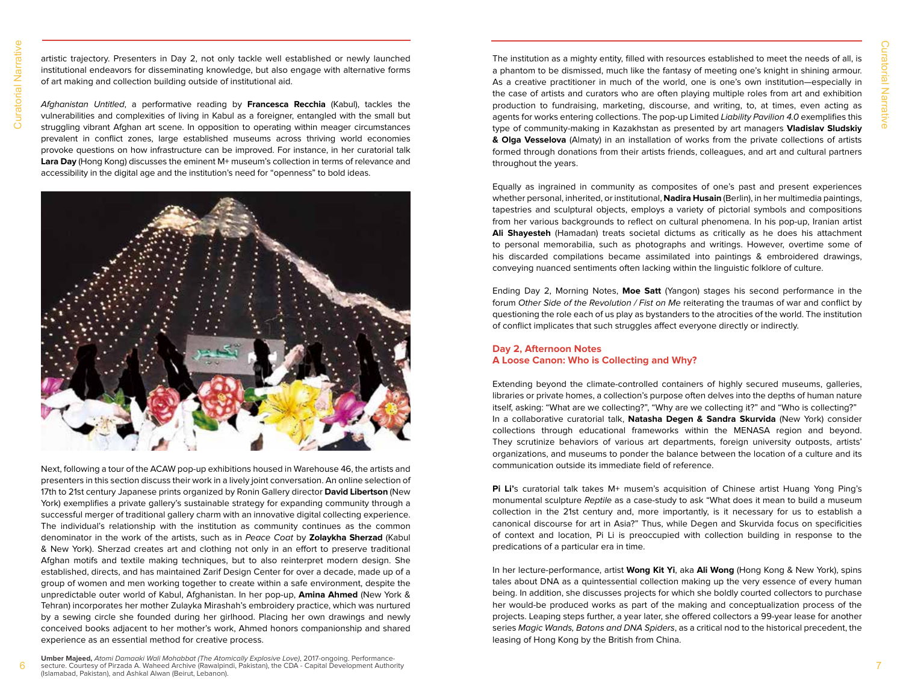artistic trajectory. Presenters in Day 2, not only tackle well established or newly launched institutional endeavors for disseminating knowledge, but also engage with alternative forms of art making and collection building outside of institutional aid.

*Afghanistan Untitled*, a performative reading by **Francesca Recchia** (Kabul), tackles the vulnerabilities and complexities of living in Kabul as a foreigner, entangled with the small but struggling vibrant Afghan art scene. In opposition to operating within meager circumstances prevalent in conflict zones, large established museums across thriving world economies provoke questions on how infrastructure can be improved. For instance, in her curatorial talk **Lara Day** (Hong Kong) discusses the eminent M+ museum's collection in terms of relevance and accessibility in the digital age and the institution's need for "openness" to bold ideas.

**Umber Majeed,** *Atomi Damaaki Wali Mohabbat (The Atomically Explosive Love)*, 2017-ongoing. Performance-secture. Courtesy of Pirzada A. Waheed Archive (Rawalpindi, Pakistan), the CDA - Capital Development Authority (Islamabad, Pakistan), and Ashkal Alwan (Beirut, Lebanon).

Next, following a tour of the ACAW pop-up exhibitions housed in Warehouse 46, the artists and presenters in this section discuss their work in a lively joint conversation. An online selection of 17th to 21st century Japanese prints organized by Ronin Gallery director **David Libertson** (New York) exemplifies a private gallery's sustainable strategy for expanding community through a successful merger of traditional gallery charm with an innovative digital collecting experience. The individual's relationship with the institution as community continues as the common denominator in the work of the artists, such as in *Peace Coat* by **Zolaykha Sherzad** (Kabul & New York). Sherzad creates art and clothing not only in an effort to preserve traditional Afghan motifs and textile making techniques, but to also reinterpret modern design. She established, directs, and has maintained Zarif Design Center for over a decade, made up of a group of women and men working together to create within a safe environment, despite the unpredictable outer world of Kabul, Afghanistan. In her pop-up, **Amina Ahmed** (New York & Tehran) incorporates her mother Zulayka Mirashah's embroidery practice, which was nurtured by a sewing circle she founded during her girlhood. Placing her own drawings and newly conceived books adjacent to her mother's work, Ahmed honors companionship and shared experience as an essential method for creative process.

The institution as a mighty entity, filled with resources established to meet the needs of all, is a phantom to be dismissed, much like the fantasy of meeting one's knight in shining armour. As a creative practitioner in much of the world, one is one's own institution—especially in the case of artists and curators who are often playing multiple roles from art and exhibition production to fundraising, marketing, discourse, and writing, to, at times, even acting as agents for works entering collections. The pop-up Limited *Liability Pavilion 4.0* exemplifies this type of community-making in Kazakhstan as presented by art managers **Vladislav Sludskiy & Olga Vesselova** (Almaty) in an installation of works from the private collections of artists formed through donations from their artists friends, colleagues, and art and cultural partners throughout the years.

Equally as ingrained in community as composites of one's past and present experiences whether personal, inherited, or institutional, **Nadira Husain** (Berlin), in her multimedia paintings, tapestries and sculptural objects, employs a variety of pictorial symbols and compositions from her various backgrounds to reflect on cultural phenomena. In his pop-up, Iranian artist **Ali Shayesteh** (Hamadan) treats societal dictums as critically as he does his attachment to personal memorabilia, such as photographs and writings. However, overtime some of his discarded compilations became assimilated into paintings & embroidered drawings, conveying nuanced sentiments often lacking within the linguistic folklore of culture.

Ending Day 2, Morning Notes, **Moe Satt** (Yangon) stages his second performance in the forum *Other Side of the Revolution / Fist on Me* reiterating the traumas of war and conflict by questioning the role each of us play as bystanders to the atrocities of the world. The institution of conflict implicates that such struggles affect everyone directly or indirectly.

### Day 2, Afternoon Notes
### A Loose Canon: Who is Collecting and Why?

Extending beyond the climate-controlled containers of highly secured museums, galleries, libraries or private homes, a collection's purpose often delves into the depths of human nature itself, asking: "What are we collecting?", "Why are we collecting it?" and "Who is collecting?" In a collaborative curatorial talk, **Natasha Degen & Sandra Skurvida** (New York) consider collections through educational frameworks within the MENASA region and beyond. They scrutinize behaviors of various art departments, foreign university outposts, artists' organizations, and museums to ponder the balance between the location of a culture and its communication outside its immediate field of reference.

**Pi Li**'s curatorial talk takes M+ musem's acquisition of Chinese artist Huang Yong Ping's monumental sculpture *Reptile* as a case-study to ask "What does it mean to build a museum collection in the 21st century and, more importantly, is it necessary for us to establish a canonical discourse for art in Asia?" Thus, while Degen and Skurvida focus on specificities of context and location, Pi Li is preoccupied with collection building in response to the predications of a particular era in time.

In her lecture-performance, artist **Wong Kit Yi**, aka **Ali Wong** (Hong Kong & New York), spins tales about DNA as a quintessential collection making up the very essence of every human being. In addition, she discusses projects for which she boldly courted collectors to purchase her would-be produced works as part of the making and conceptualization process of the projects. Leaping steps further, a year later, she offered collectors a 99-year lease for another series *Magic Wands, Batons and DNA Spiders*, as a critical nod to the historical precedent, the leasing of Hong Kong by the British from China.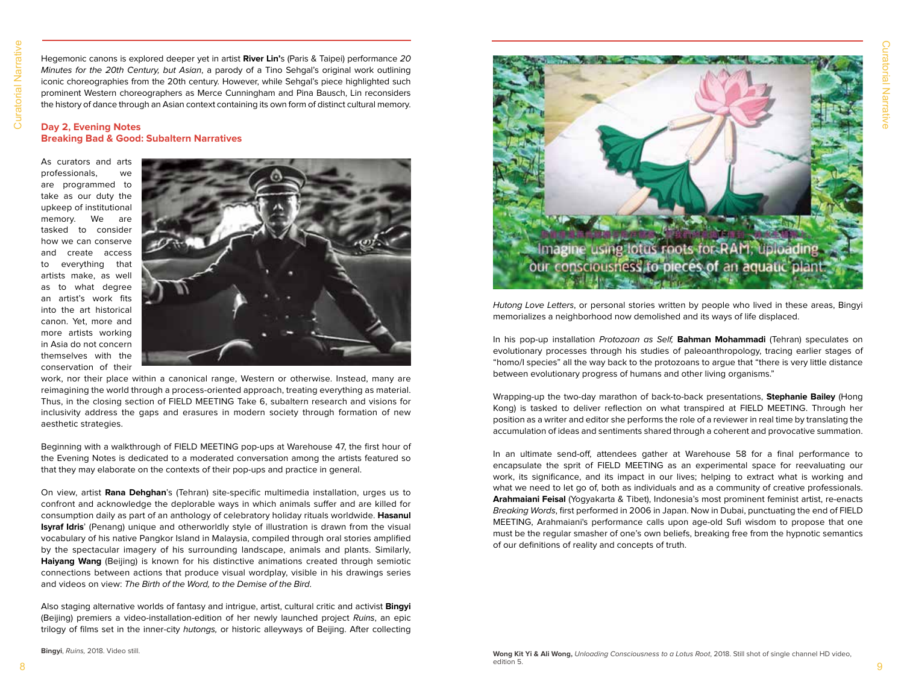Hegemonic canons is explored deeper yet in artist **River Lin'**s (Paris & Taipei) performance *20 Minutes for the 20th Century, but Asian*, a parody of a Tino Sehgal's original work outlining iconic choreographies from the 20th century. However, while Sehgal's piece highlighted such prominent Western choreographers as Merce Cunningham and Pina Bausch, Lin reconsiders the history of dance through an Asian context containing its own form of distinct cultural memory.

## Day 2, Evening Notes
## Breaking Bad & Good: Subaltern Narratives

As curators and arts professionals, we are programmed to take as our duty the upkeep of institutional memory. We are tasked to consider how we can conserve and create access to everything that artists make, as well as to what degree an artist's work fits into the art historical canon. Yet, more and more artists working in Asia do not concern themselves with the conservation of their work, nor their place within a canonical range, Western or otherwise. Instead, many are reimagining the world through a process-oriented approach, treating everything as material. Thus, in the closing section of FIELD MEETING Take 6, subaltern research and visions for inclusivity address the gaps and erasures in modern society through formation of new aesthetic strategies.

Beginning with a walkthrough of FIELD MEETING pop-ups at Warehouse 47, the first hour of the Evening Notes is dedicated to a moderated conversation among the artists featured so that they may elaborate on the contexts of their pop-ups and practice in general.

On view, artist **Rana Dehghan**'s (Tehran) site-specific multimedia installation, urges us to confront and acknowledge the deplorable ways in which animals suffer and are killed for consumption daily as part of an anthology of celebratory holiday rituals worldwide. **Hasanul Isyraf Idris**' (Penang) unique and otherworldly style of illustration is drawn from the visual vocabulary of his native Pangkor Island in Malaysia, compiled through oral stories amplified by the spectacular imagery of his surrounding landscape, animals and plants. Similarly, **Haiyang Wang** (Beijing) is known for his distinctive animations created through semiotic connections between actions that produce visual wordplay, visible in his drawings series and videos on view: *The Birth of the Word, to the Demise of the Bird*.

Also staging alternative worlds of fantasy and intrigue, artist, cultural critic and activist **Bingyi** (Beijing) premiers a video-installation-edition of her newly launched project *Ruins*, an epic trilogy of films set in the inner-city *hutongs,* or historic alleyways of Beijing. After collecting *Hutong Love Letters*, or personal stories written by people who lived in these areas, Bingyi memorializes a neighborhood now demolished and its ways of life displaced.

**Bingyi**, *Ruins,* 2018. Video still.

In his pop-up installation *Protozoan as Self,* **Bahman Mohammadi** (Tehran) speculates on evolutionary processes through his studies of paleoanthropology, tracing earlier stages of "homo/I species" all the way back to the protozoans to argue that "there is very little distance between evolutionary progress of humans and other living organisms."

Wrapping-up the two-day marathon of back-to-back presentations, **Stephanie Bailey** (Hong Kong) is tasked to deliver reflection on what transpired at FIELD MEETING. Through her position as a writer and editor she performs the role of a reviewer in real time by translating the accumulation of ideas and sentiments shared through a coherent and provocative summation.

In an ultimate send-off, attendees gather at Warehouse 58 for a final performance to encapsulate the sprit of FIELD MEETING as an experimental space for reevaluating our work, its significance, and its impact in our lives; helping to extract what is working and what we need to let go of, both as individuals and as a community of creative professionals. **Arahmaiani Feisal** (Yogyakarta & Tibet), Indonesia's most prominent feminist artist, re-enacts *Breaking Words*, first performed in 2006 in Japan. Now in Dubai, punctuating the end of FIELD MEETING, Arahmaiani's performance calls upon age-old Sufi wisdom to propose that one must be the regular smasher of one's own beliefs, breaking free from the hypnotic semantics of our definitions of reality and concepts of truth.

**Wong Kit Yi & Ali Wong,** *Unloading Consciousness to a Lotus Root*, 2018. Still shot of single channel HD video, edition 5.